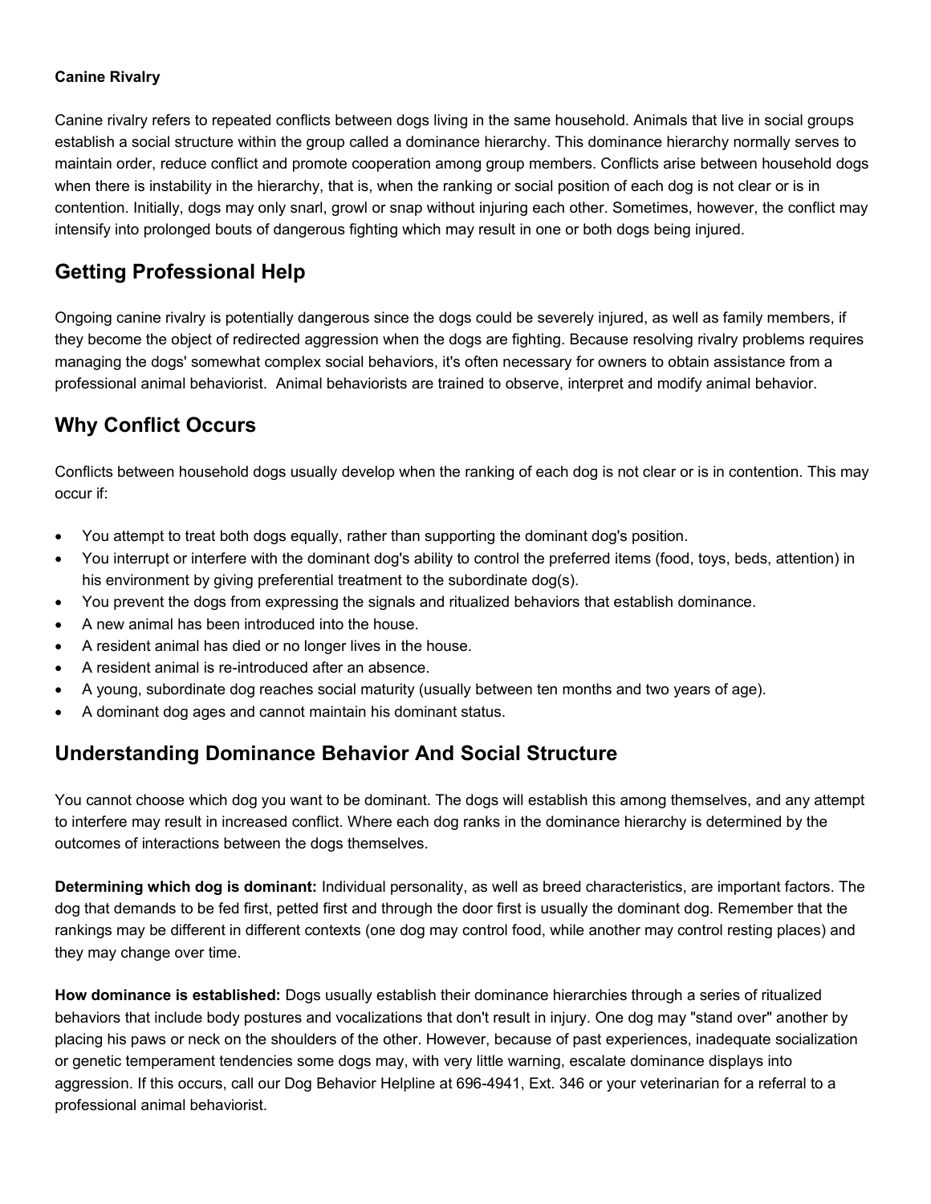**Canine Rivalry**

Canine rivalry refers to repeated conflicts between dogs living in the same household. Animals that live in social groups establish a social structure within the group called a dominance hierarchy. This dominance hierarchy normally serves to maintain order, reduce conflict and promote cooperation among group members. Conflicts arise between household dogs when there is instability in the hierarchy, that is, when the ranking or social position of each dog is not clear or is in contention. Initially, dogs may only snarl, growl or snap without injuring each other. Sometimes, however, the conflict may intensify into prolonged bouts of dangerous fighting which may result in one or both dogs being injured.

## Getting Professional Help

Ongoing canine rivalry is potentially dangerous since the dogs could be severely injured, as well as family members, if they become the object of redirected aggression when the dogs are fighting. Because resolving rivalry problems requires managing the dogs' somewhat complex social behaviors, it's often necessary for owners to obtain assistance from a professional animal behaviorist. Animal behaviorists are trained to observe, interpret and modify animal behavior.

## Why Conflict Occurs

Conflicts between household dogs usually develop when the ranking of each dog is not clear or is in contention. This may occur if:

- You attempt to treat both dogs equally, rather than supporting the dominant dog's position.
- You interrupt or interfere with the dominant dog's ability to control the preferred items (food, toys, beds, attention) in his environment by giving preferential treatment to the subordinate dog(s).
- You prevent the dogs from expressing the signals and ritualized behaviors that establish dominance.
- A new animal has been introduced into the house.
- A resident animal has died or no longer lives in the house.
- A resident animal is re-introduced after an absence.
- A young, subordinate dog reaches social maturity (usually between ten months and two years of age).
- A dominant dog ages and cannot maintain his dominant status.

## Understanding Dominance Behavior And Social Structure

You cannot choose which dog you want to be dominant. The dogs will establish this among themselves, and any attempt to interfere may result in increased conflict. Where each dog ranks in the dominance hierarchy is determined by the outcomes of interactions between the dogs themselves.

**Determining which dog is dominant:** Individual personality, as well as breed characteristics, are important factors. The dog that demands to be fed first, petted first and through the door first is usually the dominant dog. Remember that the rankings may be different in different contexts (one dog may control food, while another may control resting places) and they may change over time.

**How dominance is established:** Dogs usually establish their dominance hierarchies through a series of ritualized behaviors that include body postures and vocalizations that don't result in injury. One dog may "stand over" another by placing his paws or neck on the shoulders of the other. However, because of past experiences, inadequate socialization or genetic temperament tendencies some dogs may, with very little warning, escalate dominance displays into aggression. If this occurs, call our Dog Behavior Helpline at 696-4941, Ext. 346 or your veterinarian for a referral to a professional animal behaviorist.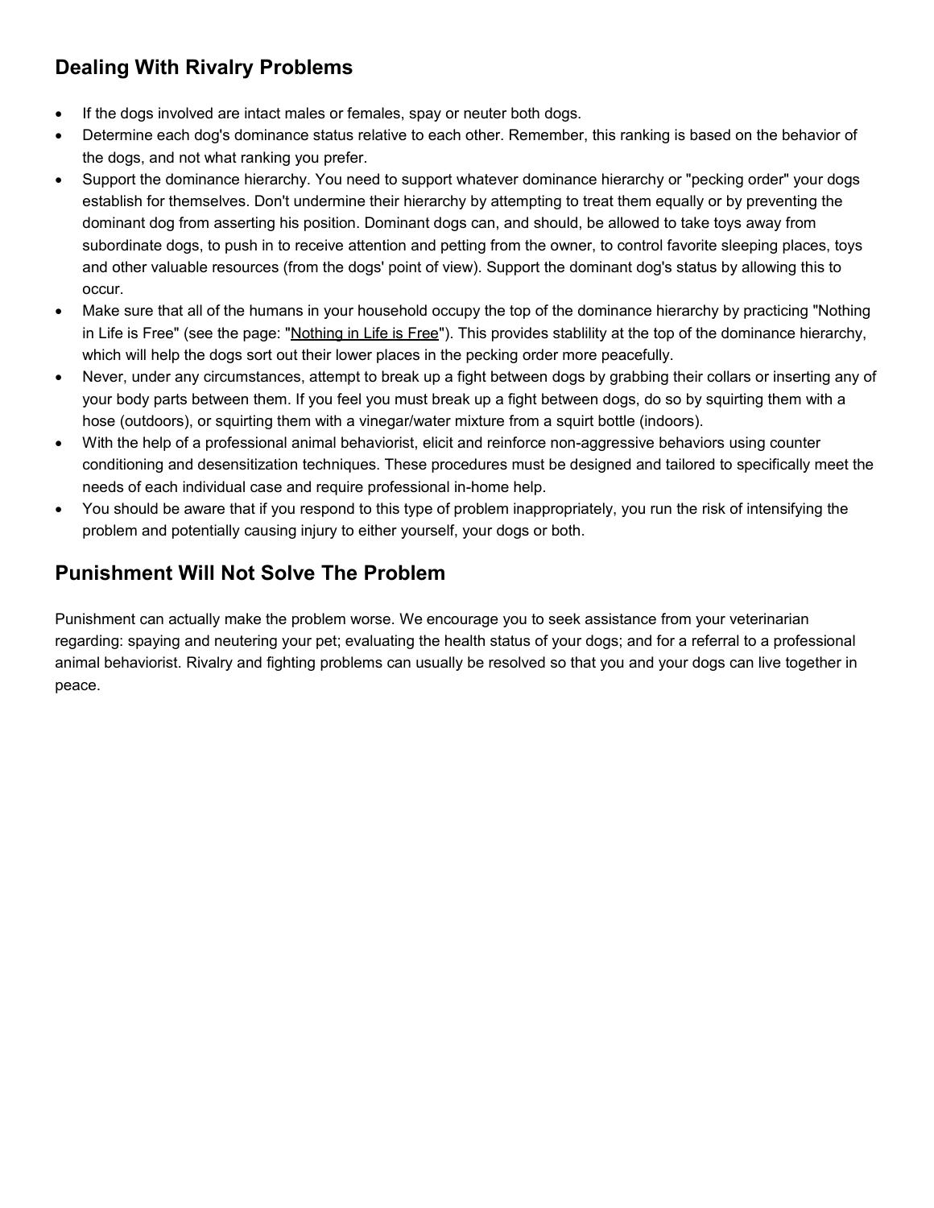## Dealing With Rivalry Problems

- If the dogs involved are intact males or females, spay or neuter both dogs.
- Determine each dog's dominance status relative to each other. Remember, this ranking is based on the behavior of the dogs, and not what ranking you prefer.
- Support the dominance hierarchy. You need to support whatever dominance hierarchy or "pecking order" your dogs establish for themselves. Don't undermine their hierarchy by attempting to treat them equally or by preventing the dominant dog from asserting his position. Dominant dogs can, and should, be allowed to take toys away from subordinate dogs, to push in to receive attention and petting from the owner, to control favorite sleeping places, toys and other valuable resources (from the dogs' point of view). Support the dominant dog's status by allowing this to occur.
- Make sure that all of the humans in your household occupy the top of the dominance hierarchy by practicing "Nothing in Life is Free" (see the page: "Nothing in Life is Free"). This provides stablility at the top of the dominance hierarchy, which will help the dogs sort out their lower places in the pecking order more peacefully.
- Never, under any circumstances, attempt to break up a fight between dogs by grabbing their collars or inserting any of your body parts between them. If you feel you must break up a fight between dogs, do so by squirting them with a hose (outdoors), or squirting them with a vinegar/water mixture from a squirt bottle (indoors).
- With the help of a professional animal behaviorist, elicit and reinforce non-aggressive behaviors using counter conditioning and desensitization techniques. These procedures must be designed and tailored to specifically meet the needs of each individual case and require professional in-home help.
- You should be aware that if you respond to this type of problem inappropriately, you run the risk of intensifying the problem and potentially causing injury to either yourself, your dogs or both.

## Punishment Will Not Solve The Problem

Punishment can actually make the problem worse. We encourage you to seek assistance from your veterinarian regarding: spaying and neutering your pet; evaluating the health status of your dogs; and for a referral to a professional animal behaviorist. Rivalry and fighting problems can usually be resolved so that you and your dogs can live together in peace.